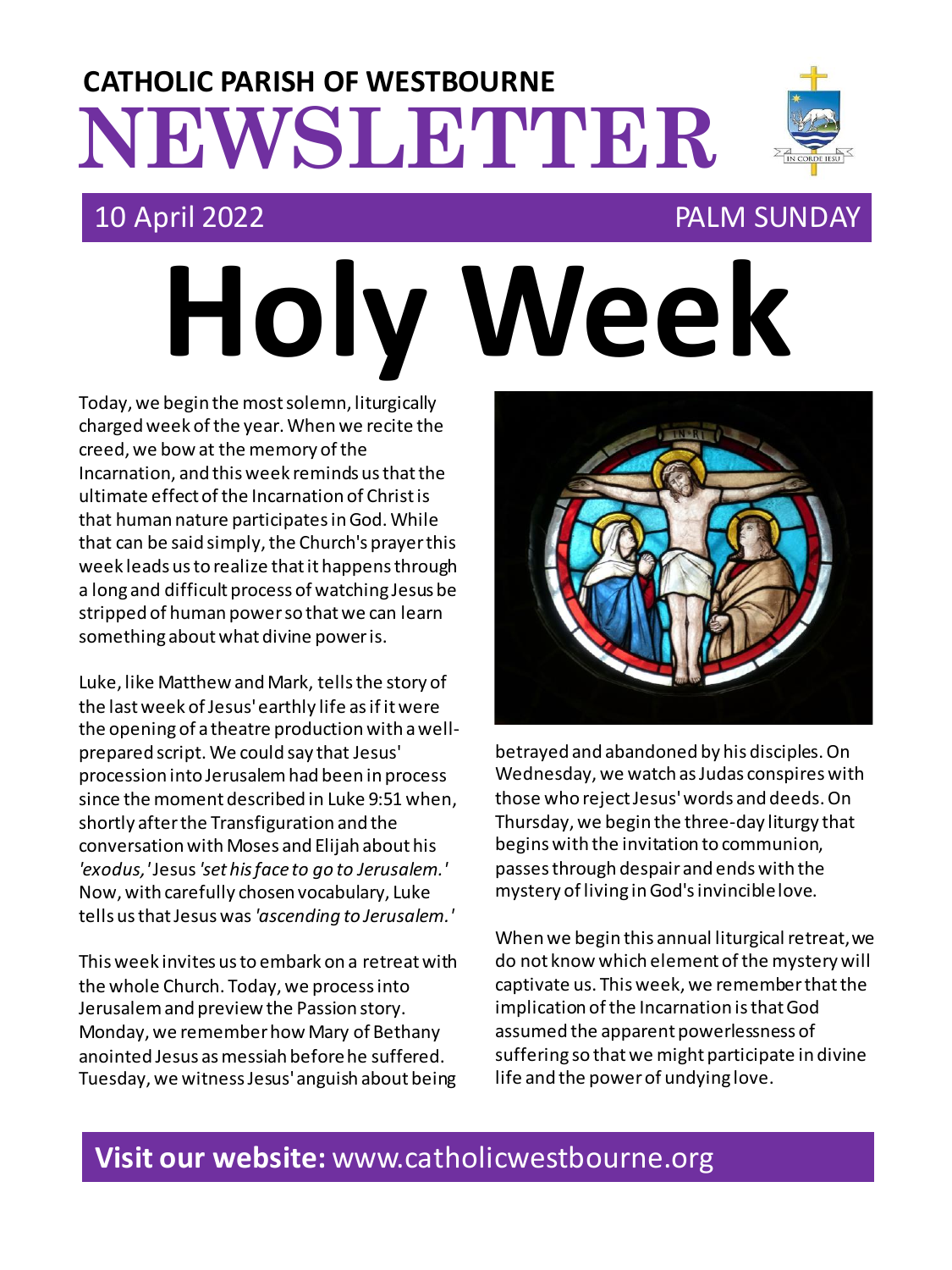# CATHOLIC PARISH OF WESTBOURNE NEWSLETTER

10 April 2022 PALM SUNDAY

# Holy Week

Today, we begin the most solemn, liturgically charged week of the year. When we recite the creed, we bow at the memory of the Incarnation, and this week reminds us that the ultimate effect of the Incarnation of Christ is that human nature participates in God. While that can be said simply, the Church's prayer this week leads us to realize that it happens through a long and difficult process of watching Jesus be stripped of human power so that we can learn something about what divine power is.

Luke, like Matthew and Mark, tells the story of the last week of Jesus' earthly life as if it were the opening of a theatre production with a well-prepared script. We could say that Jesus' procession into Jerusalem had been in process since the moment described in Luke 9:51 when, shortly after the Transfiguration and the conversation with Moses and Elijah about his *'exodus,'* Jesus *'set his face to go to Jerusalem.'* Now, with carefully chosen vocabulary, Luke tells us that Jesus was *'ascending to Jerusalem.'*

This week invites us to embark on a retreat with the whole Church. Today, we process into Jerusalem and preview the Passion story. Monday, we remember how Mary of Bethany anointed Jesus as messiah before he suffered. Tuesday, we witness Jesus' anguish about being betrayed and abandoned by his disciples. On Wednesday, we watch as Judas conspires with those who reject Jesus' words and deeds. On Thursday, we begin the three-day liturgy that begins with the invitation to communion, passes through despair and ends with the mystery of living in God's invincible love.

When we begin this annual liturgical retreat, we do not know which element of the mystery will captivate us. This week, we remember that the implication of the Incarnation is that God assumed the apparent powerlessness of suffering so that we might participate in divine life and the power of undying love.

**Visit our website:** www.catholicwestbourne.org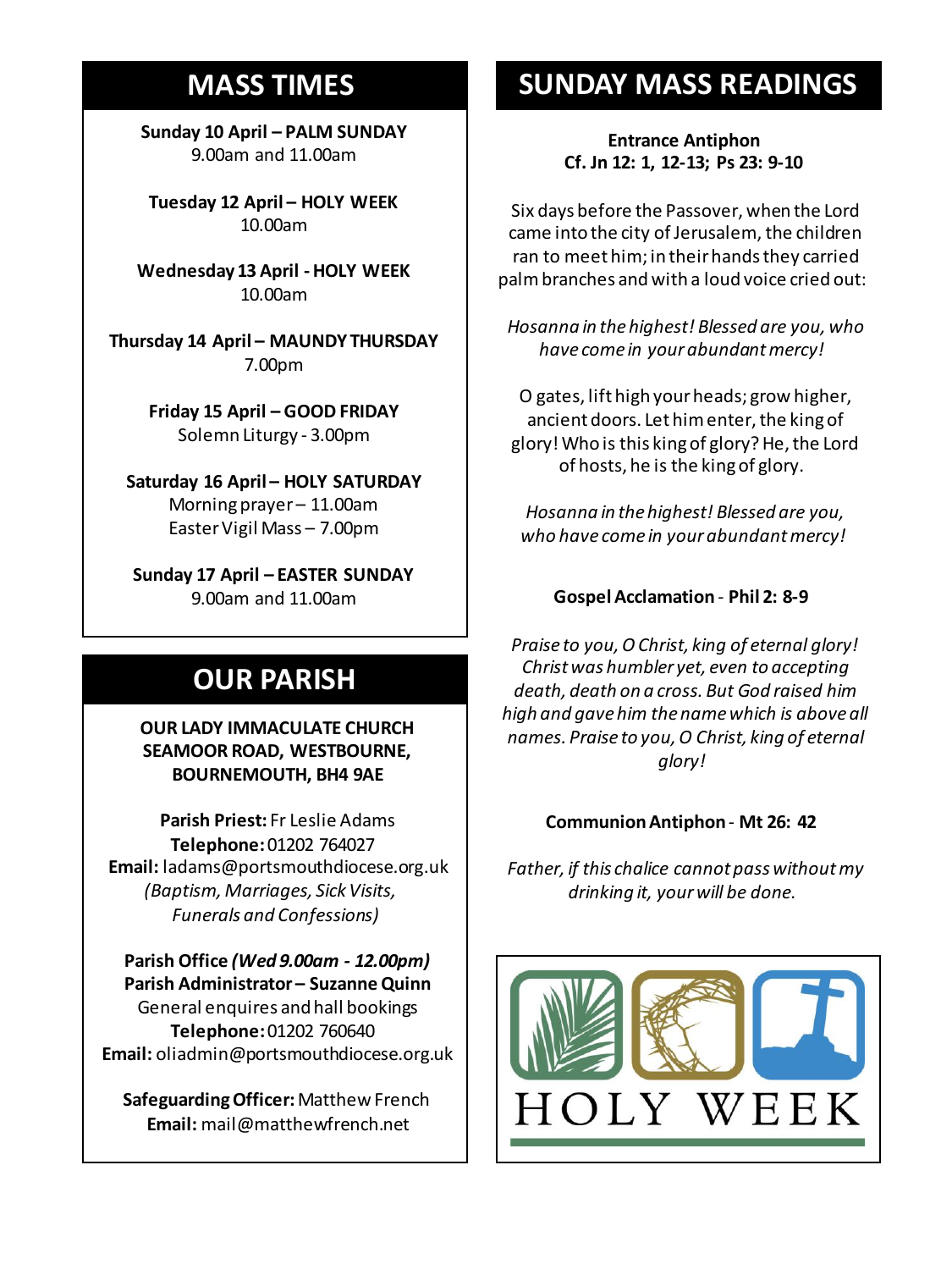## MASS TIMES

**Sunday 10 April – PALM SUNDAY**
9.00am and 11.00am

**Tuesday 12 April – HOLY WEEK**
10.00am

**Wednesday 13 April - HOLY WEEK**
10.00am

**Thursday 14 April – MAUNDY THURSDAY**
7.00pm

**Friday 15 April – GOOD FRIDAY**
Solemn Liturgy - 3.00pm

**Saturday 16 April – HOLY SATURDAY**
Morning prayer – 11.00am
Easter Vigil Mass – 7.00pm

**Sunday 17 April – EASTER SUNDAY**
9.00am and 11.00am

## OUR PARISH

**OUR LADY IMMACULATE CHURCH**
**SEAMOOR ROAD, WESTBOURNE,**
**BOURNEMOUTH, BH4 9AE**

**Parish Priest:** Fr Leslie Adams
**Telephone:** 01202 764027
**Email:** ladams@portsmouthdiocese.org.uk
*(Baptism, Marriages, Sick Visits, Funerals and Confessions)*

**Parish Office *(Wed 9.00am - 12.00pm)***
**Parish Administrator – Suzanne Quinn**
General enquires and hall bookings
**Telephone:** 01202 760640
**Email:** oliadmin@portsmouthdiocese.org.uk

**Safeguarding Officer:** Matthew French
**Email:** mail@matthewfrench.net

## SUNDAY MASS READINGS

**Entrance Antiphon**
**Cf. Jn 12: 1, 12-13; Ps 23: 9-10**

Six days before the Passover, when the Lord came into the city of Jerusalem, the children ran to meet him; in their hands they carried palm branches and with a loud voice cried out:

*Hosanna in the highest! Blessed are you, who have come in your abundant mercy!*

O gates, lift high your heads; grow higher, ancient doors. Let him enter, the king of glory! Who is this king of glory? He, the Lord of hosts, he is the king of glory.

*Hosanna in the highest! Blessed are you, who have come in your abundant mercy!*

**Gospel Acclamation - Phil 2: 8-9**

*Praise to you, O Christ, king of eternal glory! Christ was humbler yet, even to accepting death, death on a cross. But God raised him high and gave him the name which is above all names. Praise to you, O Christ, king of eternal glory!*

**Communion Antiphon - Mt 26: 42**

*Father, if this chalice cannot pass without my drinking it, your will be done.*

HOLY WEEK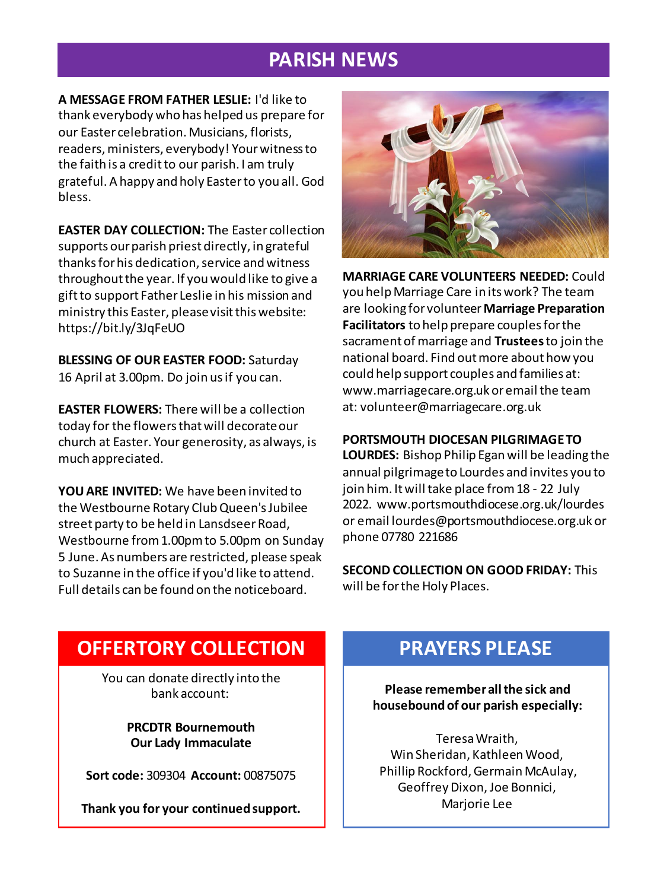# PARISH NEWS

**A MESSAGE FROM FATHER LESLIE:** I'd like to thank everybody who has helped us prepare for our Easter celebration. Musicians, florists, readers, ministers, everybody! Your witness to the faith is a credit to our parish. I am truly grateful. A happy and holy Easter to you all. God bless.

**EASTER DAY COLLECTION:** The Easter collection supports our parish priest directly, in grateful thanks for his dedication, service and witness throughout the year. If you would like to give a gift to support Father Leslie in his mission and ministry this Easter, please visit this website: https://bit.ly/3JqFeUO

**BLESSING OF OUR EASTER FOOD:** Saturday 16 April at 3.00pm. Do join us if you can.

**EASTER FLOWERS:** There will be a collection today for the flowers that will decorate our church at Easter. Your generosity, as always, is much appreciated.

**YOU ARE INVITED:** We have been invited to the Westbourne Rotary Club Queen's Jubilee street party to be held in Lansdseer Road, Westbourne from 1.00pm to 5.00pm on Sunday 5 June. As numbers are restricted, please speak to Suzanne in the office if you'd like to attend. Full details can be found on the noticeboard.

**MARRIAGE CARE VOLUNTEERS NEEDED:** Could you help Marriage Care in its work? The team are looking for volunteer **Marriage Preparation Facilitators** to help prepare couples for the sacrament of marriage and **Trustees** to join the national board. Find out more about how you could help support couples and families at: www.marriagecare.org.uk or email the team at: volunteer@marriagecare.org.uk

**PORTSMOUTH DIOCESAN PILGRIMAGE TO LOURDES:** Bishop Philip Egan will be leading the annual pilgrimage to Lourdes and invites you to join him. It will take place from 18 - 22 July 2022. www.portsmouthdiocese.org.uk/lourdes or email lourdes@portsmouthdiocese.org.uk or phone 07780 221686

**SECOND COLLECTION ON GOOD FRIDAY:** This will be for the Holy Places.

## OFFERTORY COLLECTION

You can donate directly into the bank account:

**PRCDTR Bournemouth**
**Our Lady Immaculate**

**Sort code:** 309304 **Account:** 00875075

**Thank you for your continued support.**

## PRAYERS PLEASE

**Please remember all the sick and housebound of our parish especially:**

Teresa Wraith,
Win Sheridan, Kathleen Wood,
Phillip Rockford, Germain McAulay,
Geoffrey Dixon, Joe Bonnici,
Marjorie Lee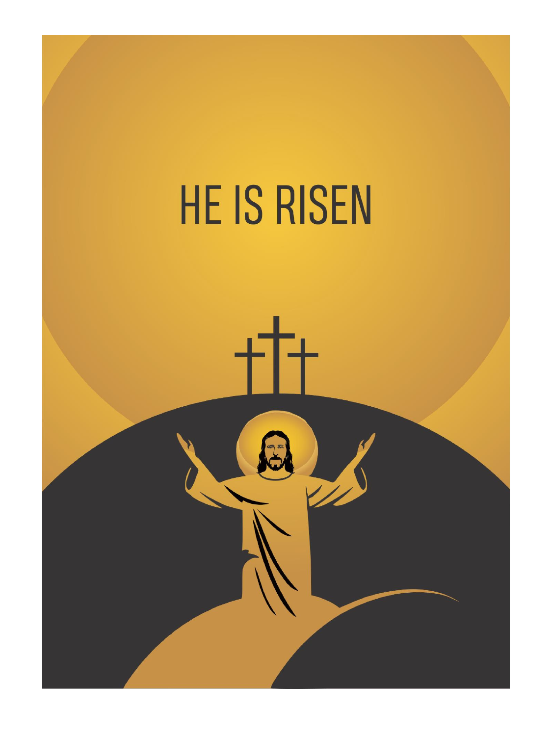HE IS RISEN